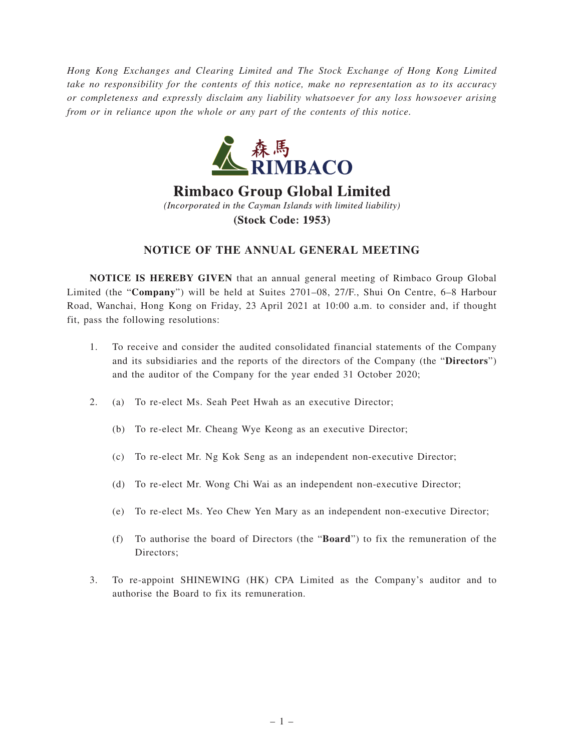*Hong Kong Exchanges and Clearing Limited and The Stock Exchange of Hong Kong Limited take no responsibility for the contents of this notice, make no representation as to its accuracy or completeness and expressly disclaim any liability whatsoever for any loss howsoever arising from or in reliance upon the whole or any part of the contents of this notice.*

森馬
RIMBACO

# Rimbaco Group Global Limited

*(Incorporated in the Cayman Islands with limited liability)*

**(Stock Code: 1953)**

## NOTICE OF THE ANNUAL GENERAL MEETING

**NOTICE IS HEREBY GIVEN** that an annual general meeting of Rimbaco Group Global Limited (the "**Company**") will be held at Suites 2701–08, 27/F., Shui On Centre, 6–8 Harbour Road, Wanchai, Hong Kong on Friday, 23 April 2021 at 10:00 a.m. to consider and, if thought fit, pass the following resolutions:

1. To receive and consider the audited consolidated financial statements of the Company and its subsidiaries and the reports of the directors of the Company (the "**Directors**") and the auditor of the Company for the year ended 31 October 2020;

2. (a) To re-elect Ms. Seah Peet Hwah as an executive Director;

   (b) To re-elect Mr. Cheang Wye Keong as an executive Director;

   (c) To re-elect Mr. Ng Kok Seng as an independent non-executive Director;

   (d) To re-elect Mr. Wong Chi Wai as an independent non-executive Director;

   (e) To re-elect Ms. Yeo Chew Yen Mary as an independent non-executive Director;

   (f) To authorise the board of Directors (the "**Board**") to fix the remuneration of the Directors;

3. To re-appoint SHINEWING (HK) CPA Limited as the Company's auditor and to authorise the Board to fix its remuneration.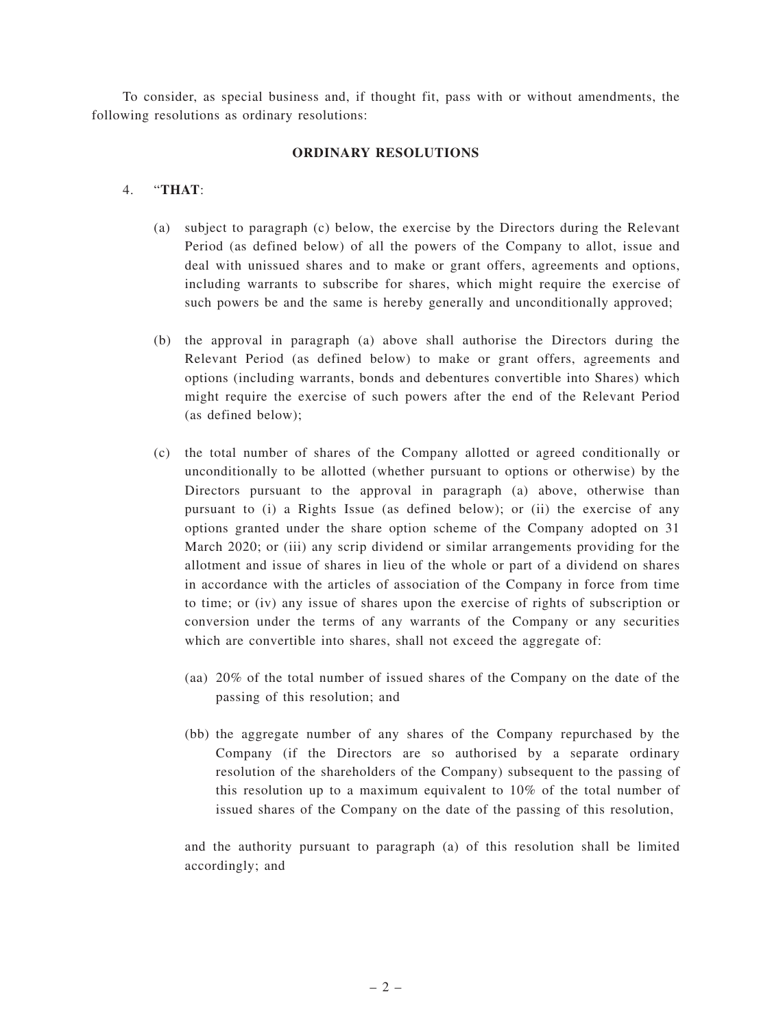To consider, as special business and, if thought fit, pass with or without amendments, the following resolutions as ordinary resolutions:

**ORDINARY RESOLUTIONS**

4. "**THAT**:

   (a) subject to paragraph (c) below, the exercise by the Directors during the Relevant Period (as defined below) of all the powers of the Company to allot, issue and deal with unissued shares and to make or grant offers, agreements and options, including warrants to subscribe for shares, which might require the exercise of such powers be and the same is hereby generally and unconditionally approved;

   (b) the approval in paragraph (a) above shall authorise the Directors during the Relevant Period (as defined below) to make or grant offers, agreements and options (including warrants, bonds and debentures convertible into Shares) which might require the exercise of such powers after the end of the Relevant Period (as defined below);

   (c) the total number of shares of the Company allotted or agreed conditionally or unconditionally to be allotted (whether pursuant to options or otherwise) by the Directors pursuant to the approval in paragraph (a) above, otherwise than pursuant to (i) a Rights Issue (as defined below); or (ii) the exercise of any options granted under the share option scheme of the Company adopted on 31 March 2020; or (iii) any scrip dividend or similar arrangements providing for the allotment and issue of shares in lieu of the whole or part of a dividend on shares in accordance with the articles of association of the Company in force from time to time; or (iv) any issue of shares upon the exercise of rights of subscription or conversion under the terms of any warrants of the Company or any securities which are convertible into shares, shall not exceed the aggregate of:

      (aa) 20% of the total number of issued shares of the Company on the date of the passing of this resolution; and

      (bb) the aggregate number of any shares of the Company repurchased by the Company (if the Directors are so authorised by a separate ordinary resolution of the shareholders of the Company) subsequent to the passing of this resolution up to a maximum equivalent to 10% of the total number of issued shares of the Company on the date of the passing of this resolution,

   and the authority pursuant to paragraph (a) of this resolution shall be limited accordingly; and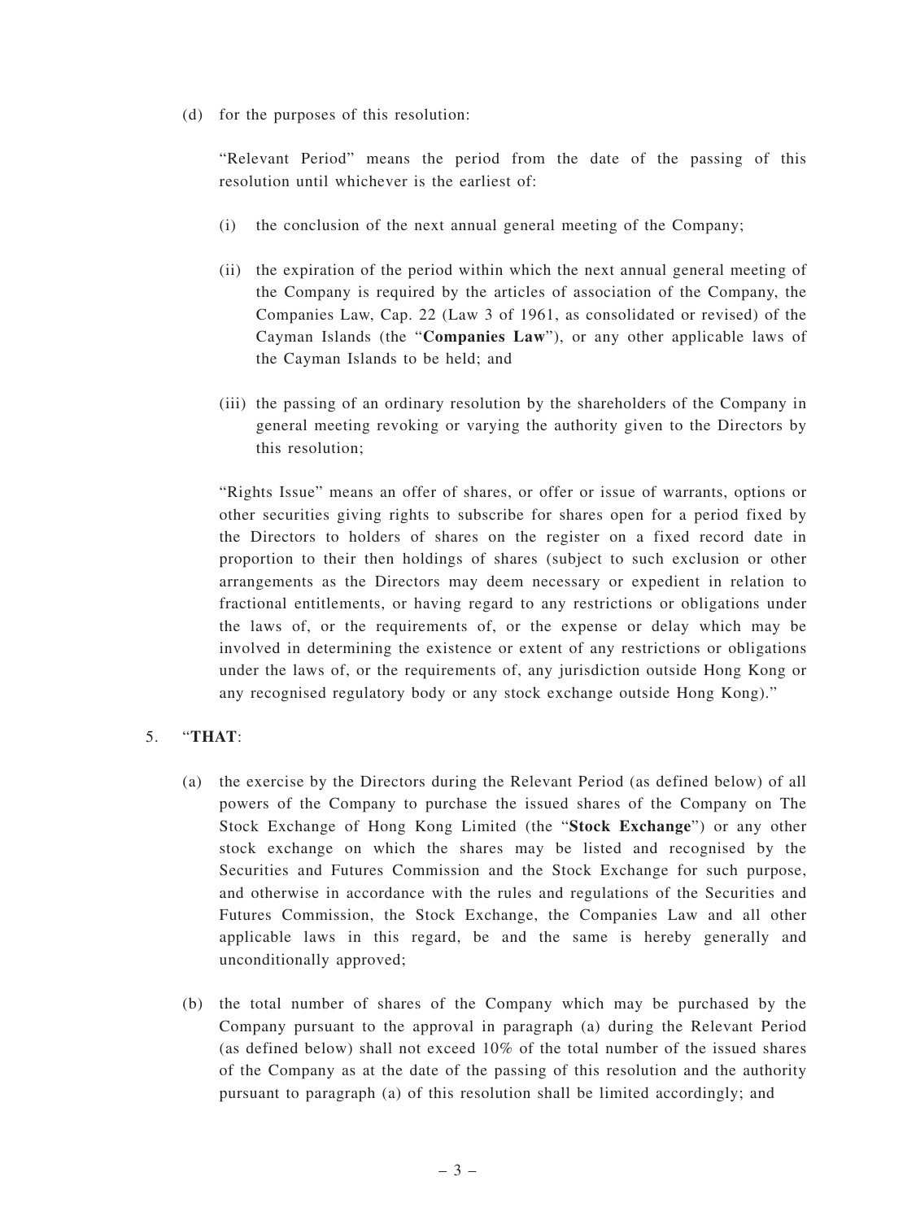(d) for the purposes of this resolution:

"Relevant Period" means the period from the date of the passing of this resolution until whichever is the earliest of:

(i) the conclusion of the next annual general meeting of the Company;

(ii) the expiration of the period within which the next annual general meeting of the Company is required by the articles of association of the Company, the Companies Law, Cap. 22 (Law 3 of 1961, as consolidated or revised) of the Cayman Islands (the "**Companies Law**"), or any other applicable laws of the Cayman Islands to be held; and

(iii) the passing of an ordinary resolution by the shareholders of the Company in general meeting revoking or varying the authority given to the Directors by this resolution;

"Rights Issue" means an offer of shares, or offer or issue of warrants, options or other securities giving rights to subscribe for shares open for a period fixed by the Directors to holders of shares on the register on a fixed record date in proportion to their then holdings of shares (subject to such exclusion or other arrangements as the Directors may deem necessary or expedient in relation to fractional entitlements, or having regard to any restrictions or obligations under the laws of, or the requirements of, or the expense or delay which may be involved in determining the existence or extent of any restrictions or obligations under the laws of, or the requirements of, any jurisdiction outside Hong Kong or any recognised regulatory body or any stock exchange outside Hong Kong)."

5. "**THAT**:

(a) the exercise by the Directors during the Relevant Period (as defined below) of all powers of the Company to purchase the issued shares of the Company on The Stock Exchange of Hong Kong Limited (the "**Stock Exchange**") or any other stock exchange on which the shares may be listed and recognised by the Securities and Futures Commission and the Stock Exchange for such purpose, and otherwise in accordance with the rules and regulations of the Securities and Futures Commission, the Stock Exchange, the Companies Law and all other applicable laws in this regard, be and the same is hereby generally and unconditionally approved;

(b) the total number of shares of the Company which may be purchased by the Company pursuant to the approval in paragraph (a) during the Relevant Period (as defined below) shall not exceed 10% of the total number of the issued shares of the Company as at the date of the passing of this resolution and the authority pursuant to paragraph (a) of this resolution shall be limited accordingly; and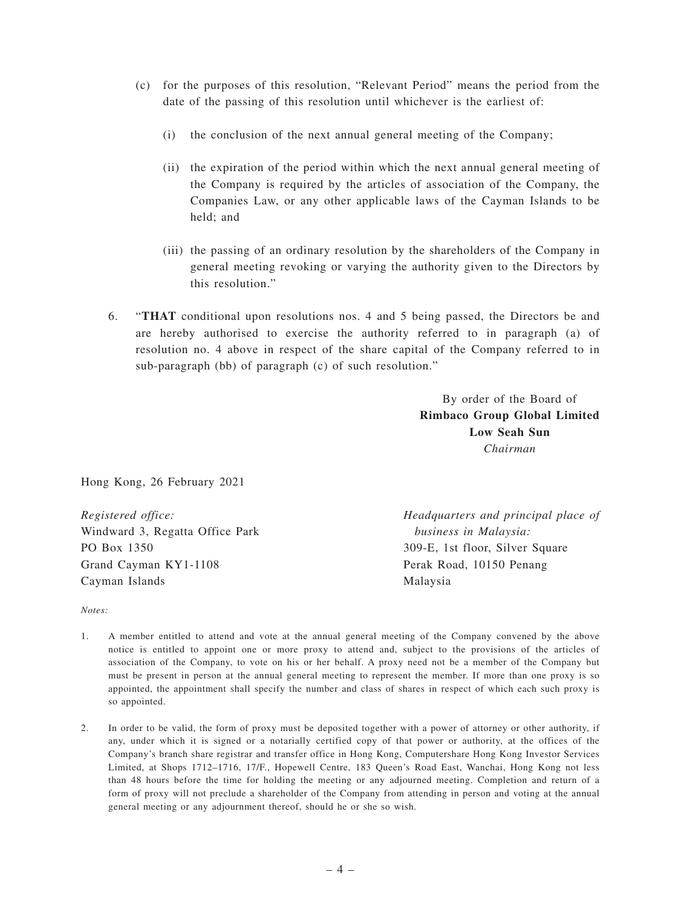(c) for the purposes of this resolution, "Relevant Period" means the period from the date of the passing of this resolution until whichever is the earliest of:

(i) the conclusion of the next annual general meeting of the Company;

(ii) the expiration of the period within which the next annual general meeting of the Company is required by the articles of association of the Company, the Companies Law, or any other applicable laws of the Cayman Islands to be held; and

(iii) the passing of an ordinary resolution by the shareholders of the Company in general meeting revoking or varying the authority given to the Directors by this resolution."

6. "**THAT** conditional upon resolutions nos. 4 and 5 being passed, the Directors be and are hereby authorised to exercise the authority referred to in paragraph (a) of resolution no. 4 above in respect of the share capital of the Company referred to in sub-paragraph (bb) of paragraph (c) of such resolution."

By order of the Board of
**Rimbaco Group Global Limited**
**Low Seah Sun**
*Chairman*

Hong Kong, 26 February 2021

*Registered office:*
Windward 3, Regatta Office Park
PO Box 1350
Grand Cayman KY1-1108
Cayman Islands

*Headquarters and principal place of business in Malaysia:*
309-E, 1st floor, Silver Square
Perak Road, 10150 Penang
Malaysia

*Notes:*

1. A member entitled to attend and vote at the annual general meeting of the Company convened by the above notice is entitled to appoint one or more proxy to attend and, subject to the provisions of the articles of association of the Company, to vote on his or her behalf. A proxy need not be a member of the Company but must be present in person at the annual general meeting to represent the member. If more than one proxy is so appointed, the appointment shall specify the number and class of shares in respect of which each such proxy is so appointed.

2. In order to be valid, the form of proxy must be deposited together with a power of attorney or other authority, if any, under which it is signed or a notarially certified copy of that power or authority, at the offices of the Company's branch share registrar and transfer office in Hong Kong, Computershare Hong Kong Investor Services Limited, at Shops 1712–1716, 17/F., Hopewell Centre, 183 Queen's Road East, Wanchai, Hong Kong not less than 48 hours before the time for holding the meeting or any adjourned meeting. Completion and return of a form of proxy will not preclude a shareholder of the Company from attending in person and voting at the annual general meeting or any adjournment thereof, should he or she so wish.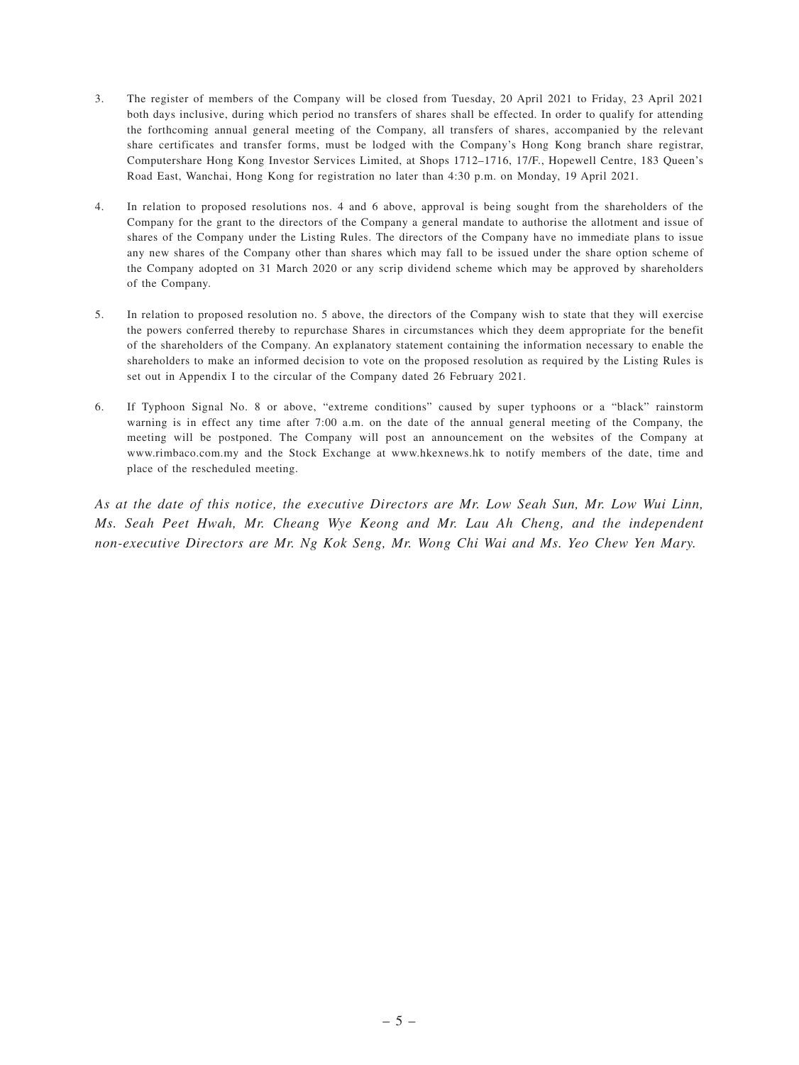3. The register of members of the Company will be closed from Tuesday, 20 April 2021 to Friday, 23 April 2021 both days inclusive, during which period no transfers of shares shall be effected. In order to qualify for attending the forthcoming annual general meeting of the Company, all transfers of shares, accompanied by the relevant share certificates and transfer forms, must be lodged with the Company's Hong Kong branch share registrar, Computershare Hong Kong Investor Services Limited, at Shops 1712–1716, 17/F., Hopewell Centre, 183 Queen's Road East, Wanchai, Hong Kong for registration no later than 4:30 p.m. on Monday, 19 April 2021.

4. In relation to proposed resolutions nos. 4 and 6 above, approval is being sought from the shareholders of the Company for the grant to the directors of the Company a general mandate to authorise the allotment and issue of shares of the Company under the Listing Rules. The directors of the Company have no immediate plans to issue any new shares of the Company other than shares which may fall to be issued under the share option scheme of the Company adopted on 31 March 2020 or any scrip dividend scheme which may be approved by shareholders of the Company.

5. In relation to proposed resolution no. 5 above, the directors of the Company wish to state that they will exercise the powers conferred thereby to repurchase Shares in circumstances which they deem appropriate for the benefit of the shareholders of the Company. An explanatory statement containing the information necessary to enable the shareholders to make an informed decision to vote on the proposed resolution as required by the Listing Rules is set out in Appendix I to the circular of the Company dated 26 February 2021.

6. If Typhoon Signal No. 8 or above, "extreme conditions" caused by super typhoons or a "black" rainstorm warning is in effect any time after 7:00 a.m. on the date of the annual general meeting of the Company, the meeting will be postponed. The Company will post an announcement on the websites of the Company at www.rimbaco.com.my and the Stock Exchange at www.hkexnews.hk to notify members of the date, time and place of the rescheduled meeting.

*As at the date of this notice, the executive Directors are Mr. Low Seah Sun, Mr. Low Wui Linn, Ms. Seah Peet Hwah, Mr. Cheang Wye Keong and Mr. Lau Ah Cheng, and the independent non-executive Directors are Mr. Ng Kok Seng, Mr. Wong Chi Wai and Ms. Yeo Chew Yen Mary.*